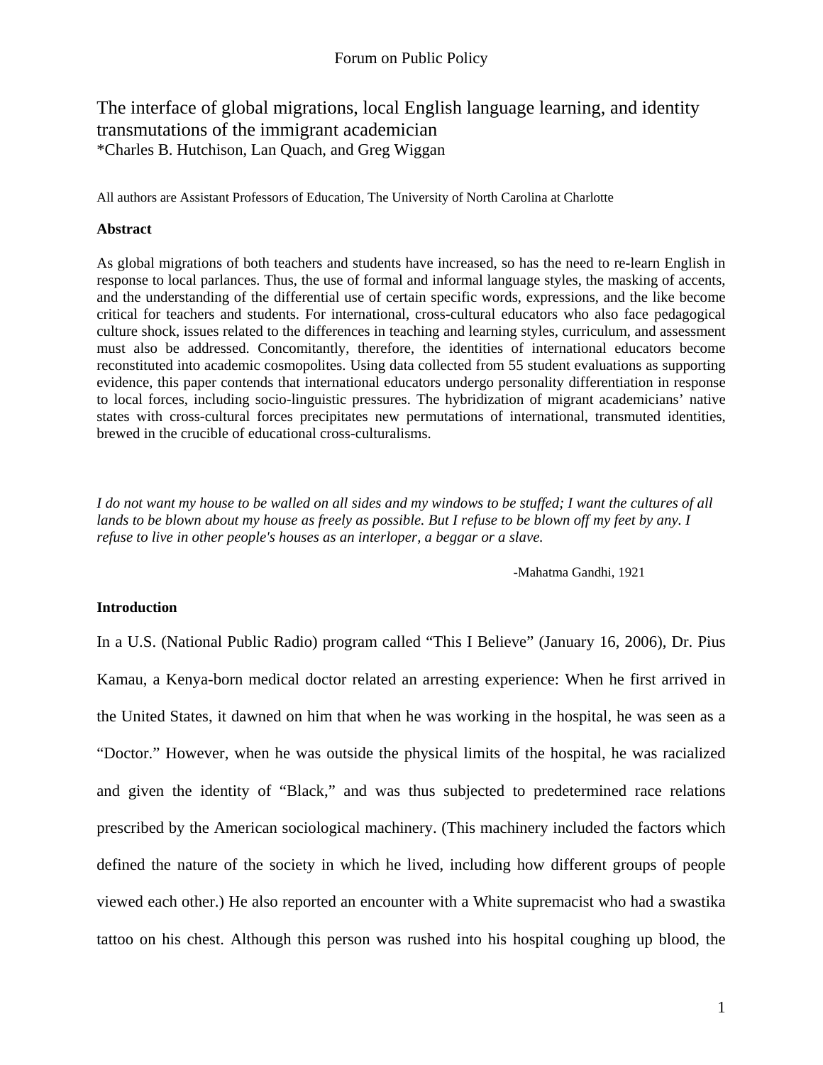# The interface of global migrations, local English language learning, and identity transmutations of the immigrant academician

*Charles B. Hutchison, Lan Quach, and Greg Wiggan

All authors are Assistant Professors of Education, The University of North Carolina at Charlotte

**Abstract**

As global migrations of both teachers and students have increased, so has the need to re-learn English in response to local parlances. Thus, the use of formal and informal language styles, the masking of accents, and the understanding of the differential use of certain specific words, expressions, and the like become critical for teachers and students. For international, cross-cultural educators who also face pedagogical culture shock, issues related to the differences in teaching and learning styles, curriculum, and assessment must also be addressed. Concomitantly, therefore, the identities of international educators become reconstituted into academic cosmopolites. Using data collected from 55 student evaluations as supporting evidence, this paper contends that international educators undergo personality differentiation in response to local forces, including socio-linguistic pressures. The hybridization of migrant academicians' native states with cross-cultural forces precipitates new permutations of international, transmuted identities, brewed in the crucible of educational cross-culturalisms.

*I do not want my house to be walled on all sides and my windows to be stuffed; I want the cultures of all lands to be blown about my house as freely as possible. But I refuse to be blown off my feet by any. I refuse to live in other people's houses as an interloper, a beggar or a slave.*

-Mahatma Gandhi, 1921

**Introduction**

In a U.S. (National Public Radio) program called "This I Believe" (January 16, 2006), Dr. Pius Kamau, a Kenya-born medical doctor related an arresting experience: When he first arrived in the United States, it dawned on him that when he was working in the hospital, he was seen as a "Doctor." However, when he was outside the physical limits of the hospital, he was racialized and given the identity of "Black," and was thus subjected to predetermined race relations prescribed by the American sociological machinery. (This machinery included the factors which defined the nature of the society in which he lived, including how different groups of people viewed each other.) He also reported an encounter with a White supremacist who had a swastika tattoo on his chest. Although this person was rushed into his hospital coughing up blood, the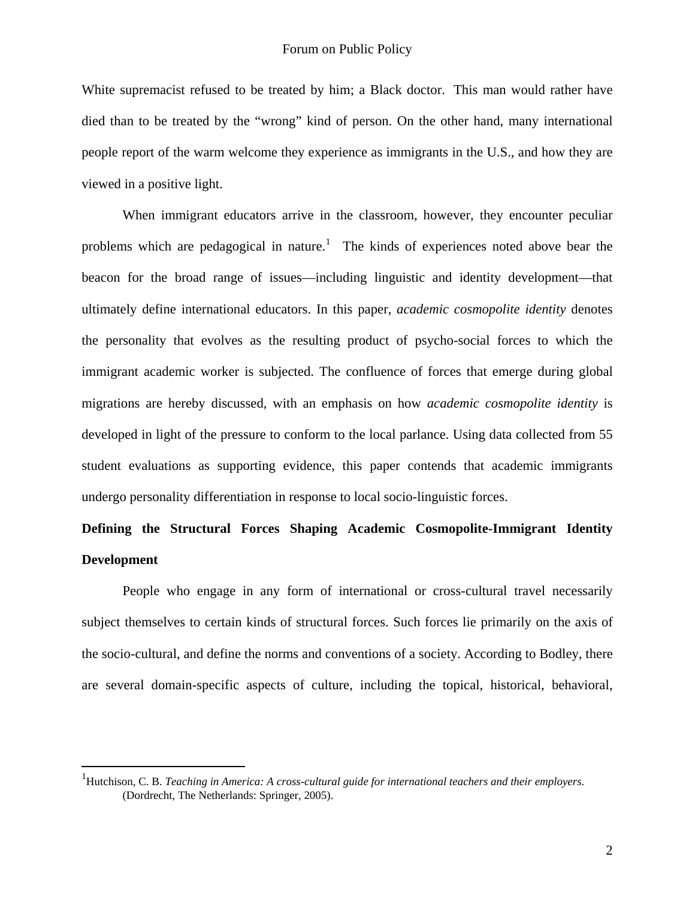White supremacist refused to be treated by him; a Black doctor. This man would rather have died than to be treated by the "wrong" kind of person. On the other hand, many international people report of the warm welcome they experience as immigrants in the U.S., and how they are viewed in a positive light.

When immigrant educators arrive in the classroom, however, they encounter peculiar problems which are pedagogical in nature.[1] The kinds of experiences noted above bear the beacon for the broad range of issues—including linguistic and identity development—that ultimately define international educators. In this paper, *academic cosmopolite identity* denotes the personality that evolves as the resulting product of psycho-social forces to which the immigrant academic worker is subjected. The confluence of forces that emerge during global migrations are hereby discussed, with an emphasis on how *academic cosmopolite identity* is developed in light of the pressure to conform to the local parlance. Using data collected from 55 student evaluations as supporting evidence, this paper contends that academic immigrants undergo personality differentiation in response to local socio-linguistic forces.

## Defining the Structural Forces Shaping Academic Cosmopolite-Immigrant Identity Development

People who engage in any form of international or cross-cultural travel necessarily subject themselves to certain kinds of structural forces. Such forces lie primarily on the axis of the socio-cultural, and define the norms and conventions of a society. According to Bodley, there are several domain-specific aspects of culture, including the topical, historical, behavioral,

---

[1] Hutchison, C. B. *Teaching in America: A cross-cultural guide for international teachers and their employers*. (Dordrecht, The Netherlands: Springer, 2005).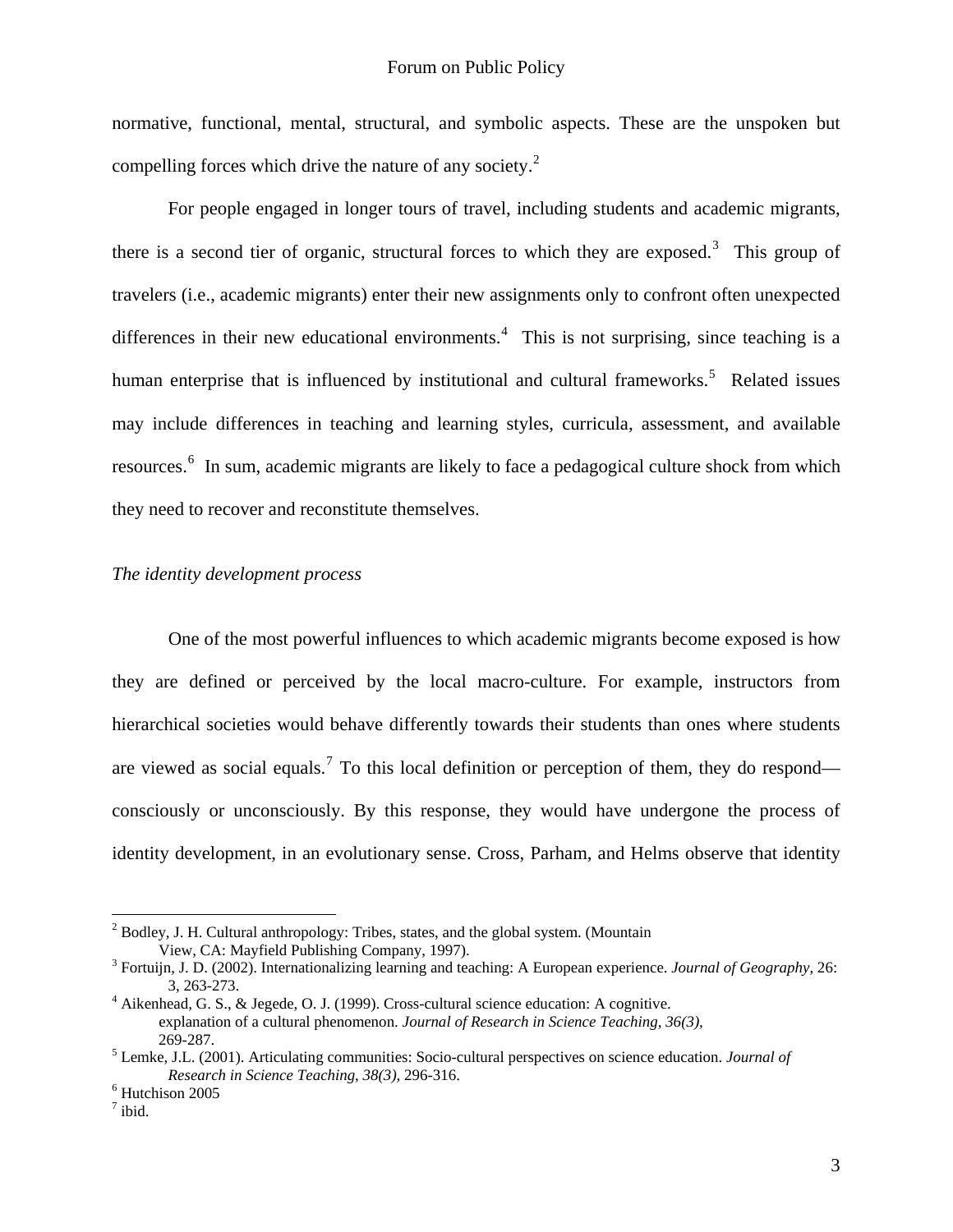normative, functional, mental, structural, and symbolic aspects. These are the unspoken but compelling forces which drive the nature of any society.[2]

For people engaged in longer tours of travel, including students and academic migrants, there is a second tier of organic, structural forces to which they are exposed.[3] This group of travelers (i.e., academic migrants) enter their new assignments only to confront often unexpected differences in their new educational environments.[4] This is not surprising, since teaching is a human enterprise that is influenced by institutional and cultural frameworks.[5] Related issues may include differences in teaching and learning styles, curricula, assessment, and available resources.[6] In sum, academic migrants are likely to face a pedagogical culture shock from which they need to recover and reconstitute themselves.

*The identity development process*

One of the most powerful influences to which academic migrants become exposed is how they are defined or perceived by the local macro-culture. For example, instructors from hierarchical societies would behave differently towards their students than ones where students are viewed as social equals.[7] To this local definition or perception of them, they do respond—consciously or unconsciously. By this response, they would have undergone the process of identity development, in an evolutionary sense. Cross, Parham, and Helms observe that identity

---

[2] Bodley, J. H. Cultural anthropology: Tribes, states, and the global system. (Mountain View, CA: Mayfield Publishing Company, 1997).

[3] Fortuijn, J. D. (2002). Internationalizing learning and teaching: A European experience. *Journal of Geography*, 26: 3, 263-273.

[4] Aikenhead, G. S., & Jegede, O. J. (1999). Cross-cultural science education: A cognitive. explanation of a cultural phenomenon. *Journal of Research in Science Teaching, 36(3),* 269-287.

[5] Lemke, J.L. (2001). Articulating communities: Socio-cultural perspectives on science education. *Journal of Research in Science Teaching, 38(3),* 296-316.

[6] Hutchison 2005

[7] ibid.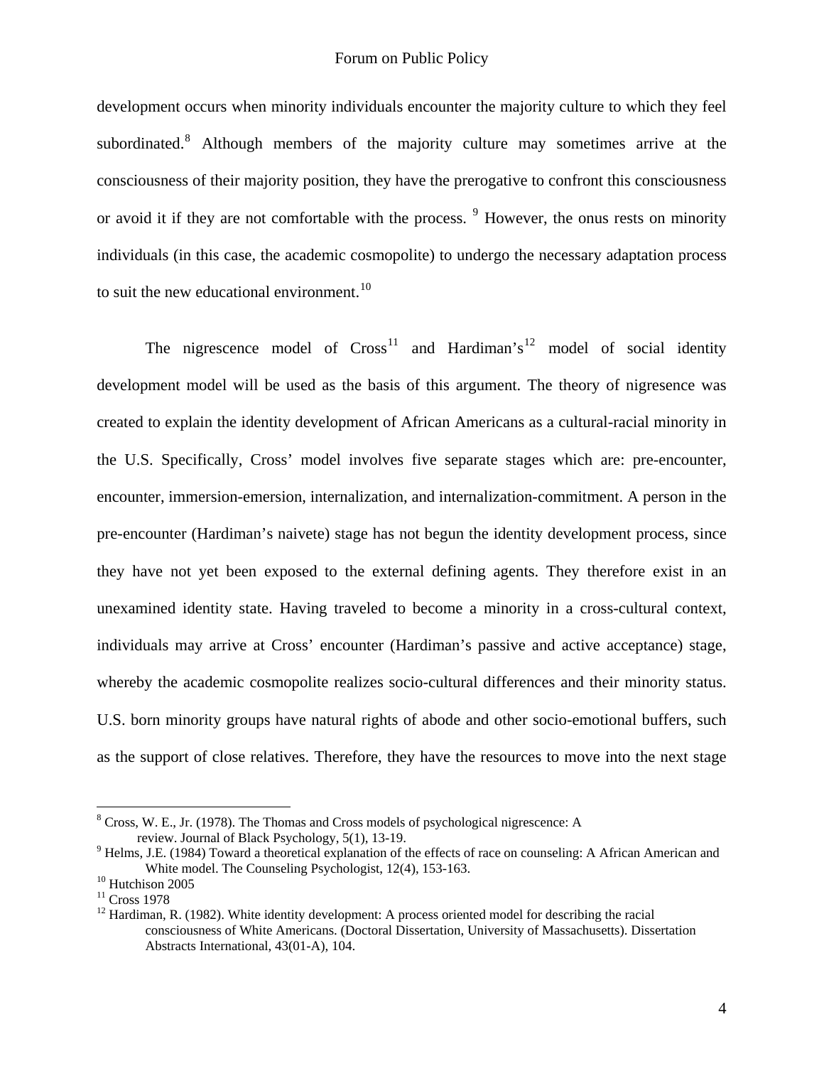development occurs when minority individuals encounter the majority culture to which they feel subordinated.[8] Although members of the majority culture may sometimes arrive at the consciousness of their majority position, they have the prerogative to confront this consciousness or avoid it if they are not comfortable with the process. [9] However, the onus rests on minority individuals (in this case, the academic cosmopolite) to undergo the necessary adaptation process to suit the new educational environment.[10]

The nigrescence model of Cross[11] and Hardiman's[12] model of social identity development model will be used as the basis of this argument. The theory of nigresence was created to explain the identity development of African Americans as a cultural-racial minority in the U.S. Specifically, Cross' model involves five separate stages which are: pre-encounter, encounter, immersion-emersion, internalization, and internalization-commitment. A person in the pre-encounter (Hardiman's naivete) stage has not begun the identity development process, since they have not yet been exposed to the external defining agents. They therefore exist in an unexamined identity state. Having traveled to become a minority in a cross-cultural context, individuals may arrive at Cross' encounter (Hardiman's passive and active acceptance) stage, whereby the academic cosmopolite realizes socio-cultural differences and their minority status. U.S. born minority groups have natural rights of abode and other socio-emotional buffers, such as the support of close relatives. Therefore, they have the resources to move into the next stage

---

[8] Cross, W. E., Jr. (1978). The Thomas and Cross models of psychological nigrescence: A review. Journal of Black Psychology, 5(1), 13-19.

[9] Helms, J.E. (1984) Toward a theoretical explanation of the effects of race on counseling: A African American and White model. The Counseling Psychologist, 12(4), 153-163.

[10] Hutchison 2005

[11] Cross 1978

[12] Hardiman, R. (1982). White identity development: A process oriented model for describing the racial consciousness of White Americans. (Doctoral Dissertation, University of Massachusetts). Dissertation Abstracts International, 43(01-A), 104.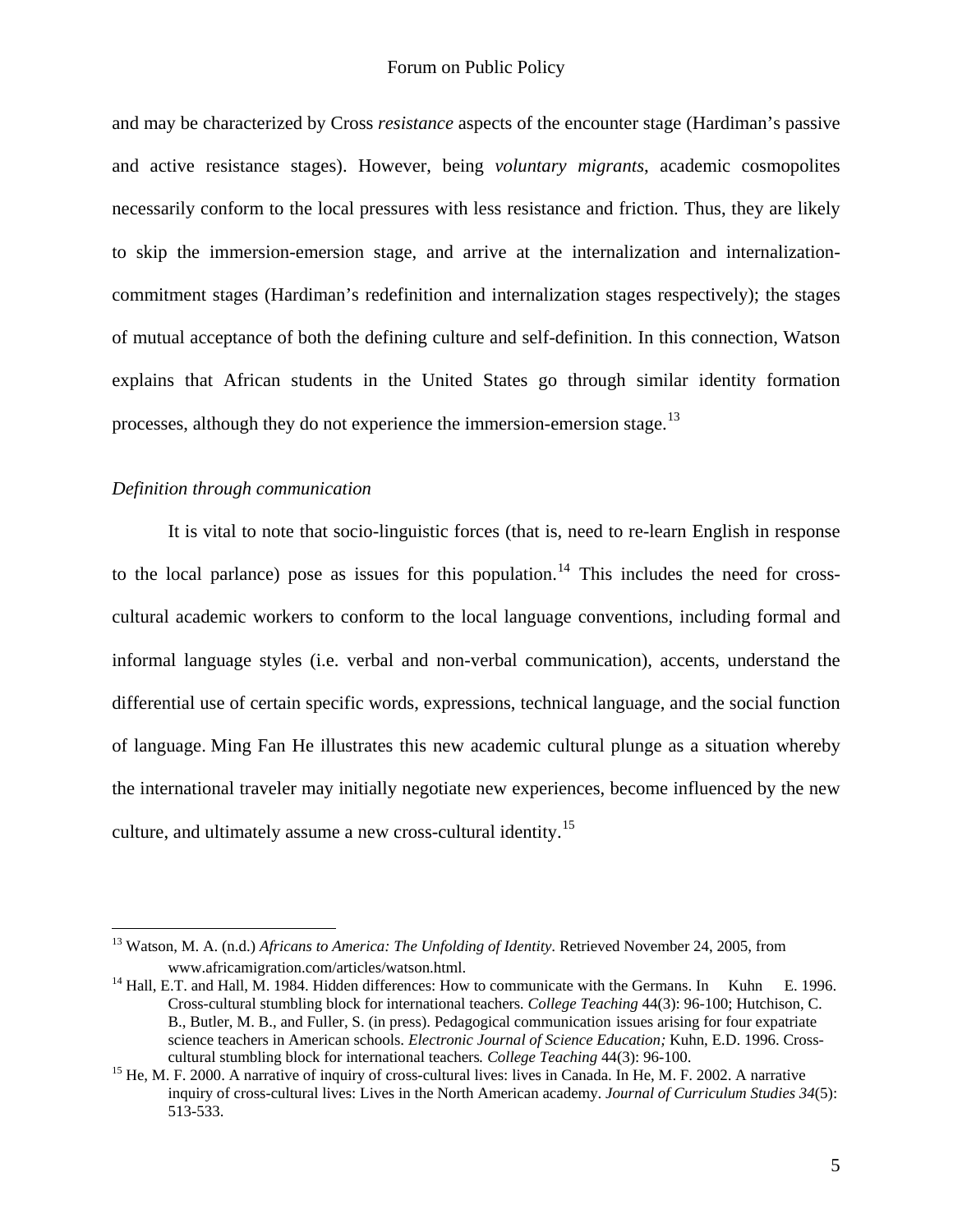and may be characterized by Cross *resistance* aspects of the encounter stage (Hardiman's passive and active resistance stages). However, being *voluntary migrants*, academic cosmopolites necessarily conform to the local pressures with less resistance and friction. Thus, they are likely to skip the immersion-emersion stage, and arrive at the internalization and internalization-commitment stages (Hardiman's redefinition and internalization stages respectively); the stages of mutual acceptance of both the defining culture and self-definition. In this connection, Watson explains that African students in the United States go through similar identity formation processes, although they do not experience the immersion-emersion stage.[13]

*Definition through communication*

It is vital to note that socio-linguistic forces (that is, need to re-learn English in response to the local parlance) pose as issues for this population.[14] This includes the need for cross-cultural academic workers to conform to the local language conventions, including formal and informal language styles (i.e. verbal and non-verbal communication), accents, understand the differential use of certain specific words, expressions, technical language, and the social function of language. Ming Fan He illustrates this new academic cultural plunge as a situation whereby the international traveler may initially negotiate new experiences, become influenced by the new culture, and ultimately assume a new cross-cultural identity.[15]

---

[13] Watson, M. A. (n.d.) *Africans to America: The Unfolding of Identity*. Retrieved November 24, 2005, from www.africamigration.com/articles/watson.html.

[14] Hall, E.T. and Hall, M. 1984. Hidden differences: How to communicate with the Germans. In Kuhn E. 1996. Cross-cultural stumbling block for international teachers. *College Teaching* 44(3): 96-100; Hutchison, C. B., Butler, M. B., and Fuller, S. (in press). Pedagogical communication issues arising for four expatriate science teachers in American schools. *Electronic Journal of Science Education;* Kuhn, E.D. 1996. Cross-cultural stumbling block for international teachers. *College Teaching* 44(3): 96-100.

[15] He, M. F. 2000. A narrative of inquiry of cross-cultural lives: lives in Canada. In He, M. F. 2002. A narrative inquiry of cross-cultural lives: Lives in the North American academy. *Journal of Curriculum Studies 34*(5): 513-533.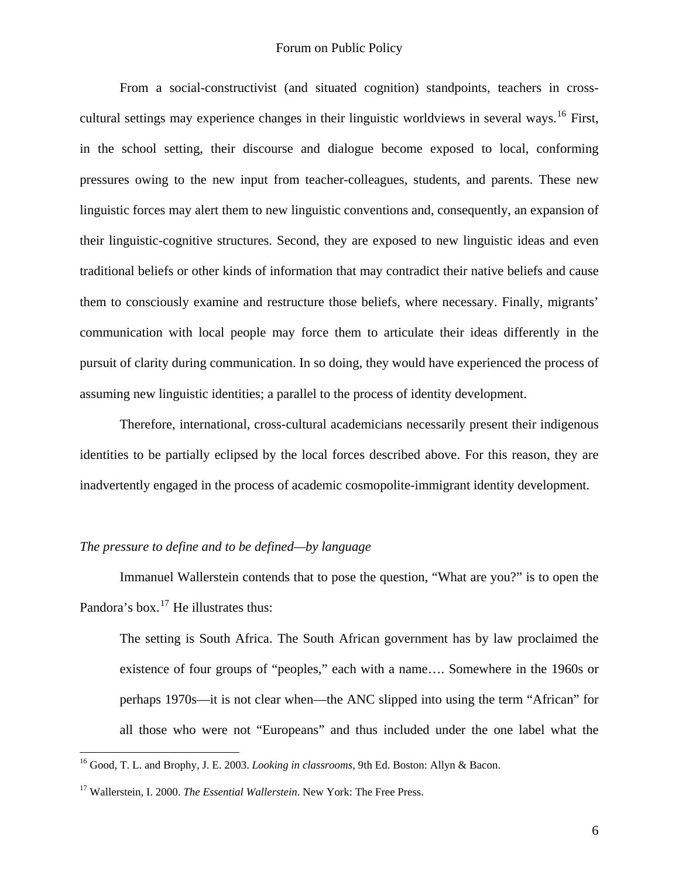From a social-constructivist (and situated cognition) standpoints, teachers in cross-cultural settings may experience changes in their linguistic worldviews in several ways.[16] First, in the school setting, their discourse and dialogue become exposed to local, conforming pressures owing to the new input from teacher-colleagues, students, and parents. These new linguistic forces may alert them to new linguistic conventions and, consequently, an expansion of their linguistic-cognitive structures. Second, they are exposed to new linguistic ideas and even traditional beliefs or other kinds of information that may contradict their native beliefs and cause them to consciously examine and restructure those beliefs, where necessary. Finally, migrants' communication with local people may force them to articulate their ideas differently in the pursuit of clarity during communication. In so doing, they would have experienced the process of assuming new linguistic identities; a parallel to the process of identity development.

Therefore, international, cross-cultural academicians necessarily present their indigenous identities to be partially eclipsed by the local forces described above. For this reason, they are inadvertently engaged in the process of academic cosmopolite-immigrant identity development.

### *The pressure to define and to be defined—by language*

Immanuel Wallerstein contends that to pose the question, "What are you?" is to open the Pandora's box.[17] He illustrates thus:

> The setting is South Africa. The South African government has by law proclaimed the existence of four groups of "peoples," each with a name…. Somewhere in the 1960s or perhaps 1970s—it is not clear when—the ANC slipped into using the term "African" for all those who were not "Europeans" and thus included under the one label what the

---

[16] Good, T. L. and Brophy, J. E. 2003. *Looking in classrooms*, 9th Ed. Boston: Allyn & Bacon.

[17] Wallerstein, I. 2000. *The Essential Wallerstein*. New York: The Free Press.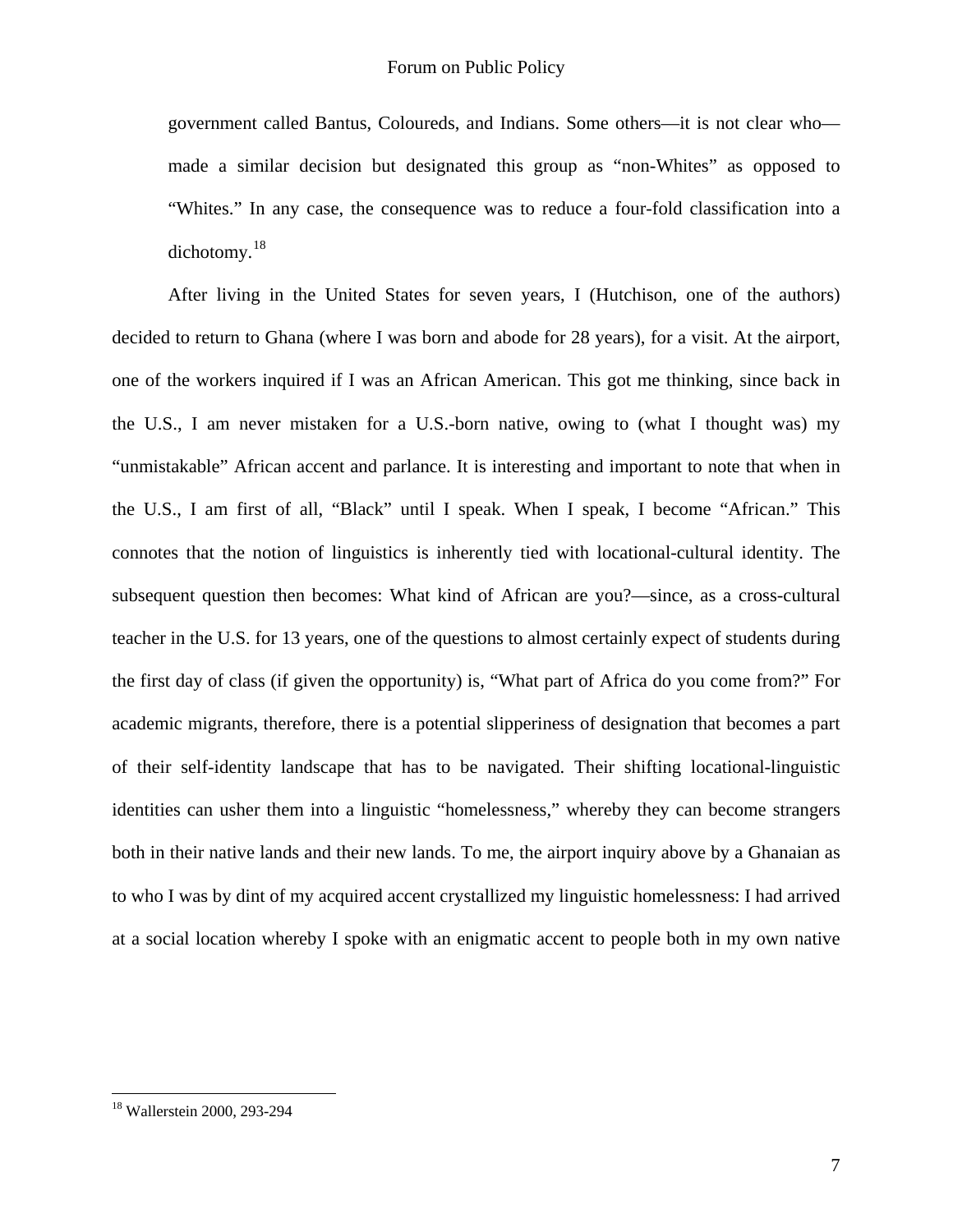government called Bantus, Coloureds, and Indians. Some others—it is not clear who—made a similar decision but designated this group as "non-Whites" as opposed to "Whites." In any case, the consequence was to reduce a four-fold classification into a dichotomy.[18]

After living in the United States for seven years, I (Hutchison, one of the authors) decided to return to Ghana (where I was born and abode for 28 years), for a visit. At the airport, one of the workers inquired if I was an African American. This got me thinking, since back in the U.S., I am never mistaken for a U.S.-born native, owing to (what I thought was) my "unmistakable" African accent and parlance. It is interesting and important to note that when in the U.S., I am first of all, "Black" until I speak. When I speak, I become "African." This connotes that the notion of linguistics is inherently tied with locational-cultural identity. The subsequent question then becomes: What kind of African are you?—since, as a cross-cultural teacher in the U.S. for 13 years, one of the questions to almost certainly expect of students during the first day of class (if given the opportunity) is, "What part of Africa do you come from?" For academic migrants, therefore, there is a potential slipperiness of designation that becomes a part of their self-identity landscape that has to be navigated. Their shifting locational-linguistic identities can usher them into a linguistic "homelessness," whereby they can become strangers both in their native lands and their new lands. To me, the airport inquiry above by a Ghanaian as to who I was by dint of my acquired accent crystallized my linguistic homelessness: I had arrived at a social location whereby I spoke with an enigmatic accent to people both in my own native

[18] Wallerstein 2000, 293-294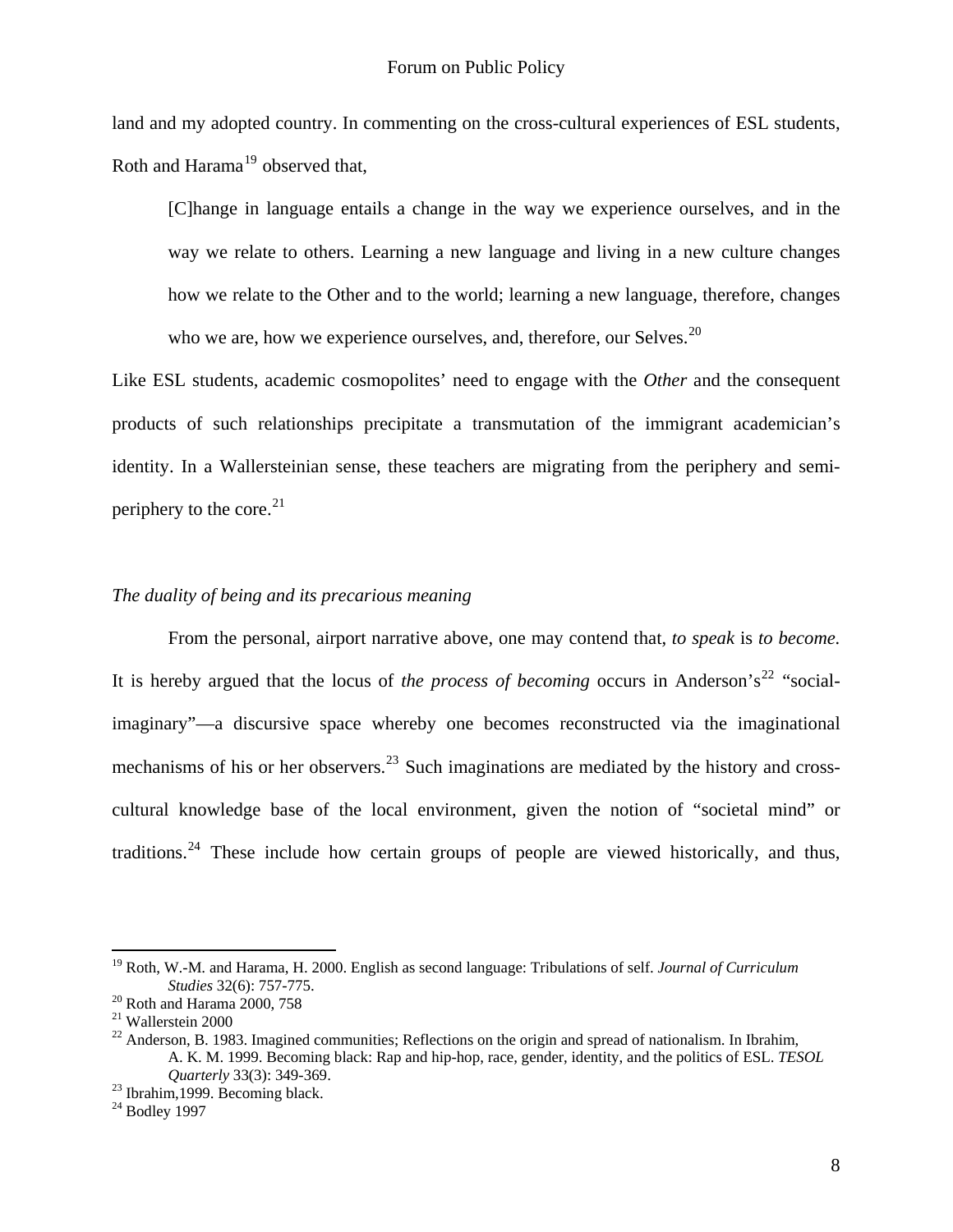land and my adopted country. In commenting on the cross-cultural experiences of ESL students, Roth and Harama[19] observed that,

> [C]hange in language entails a change in the way we experience ourselves, and in the way we relate to others. Learning a new language and living in a new culture changes how we relate to the Other and to the world; learning a new language, therefore, changes who we are, how we experience ourselves, and, therefore, our Selves.[20]

Like ESL students, academic cosmopolites' need to engage with the *Other* and the consequent products of such relationships precipitate a transmutation of the immigrant academician's identity. In a Wallersteinian sense, these teachers are migrating from the periphery and semi-periphery to the core.[21]

*The duality of being and its precarious meaning*

From the personal, airport narrative above, one may contend that, *to speak* is *to become.* It is hereby argued that the locus of *the process of becoming* occurs in Anderson's[22] "social-imaginary"—a discursive space whereby one becomes reconstructed via the imaginational mechanisms of his or her observers.[23] Such imaginations are mediated by the history and cross-cultural knowledge base of the local environment, given the notion of "societal mind" or traditions.[24] These include how certain groups of people are viewed historically, and thus,

---

[19] Roth, W.-M. and Harama, H. 2000. English as second language: Tribulations of self. *Journal of Curriculum Studies* 32(6): 757-775.

[20] Roth and Harama 2000, 758

[21] Wallerstein 2000

[22] Anderson, B. 1983. Imagined communities; Reflections on the origin and spread of nationalism. In Ibrahim, A. K. M. 1999. Becoming black: Rap and hip-hop, race, gender, identity, and the politics of ESL. *TESOL Quarterly* 33(3): 349-369.

[23] Ibrahim,1999. Becoming black.

[24] Bodley 1997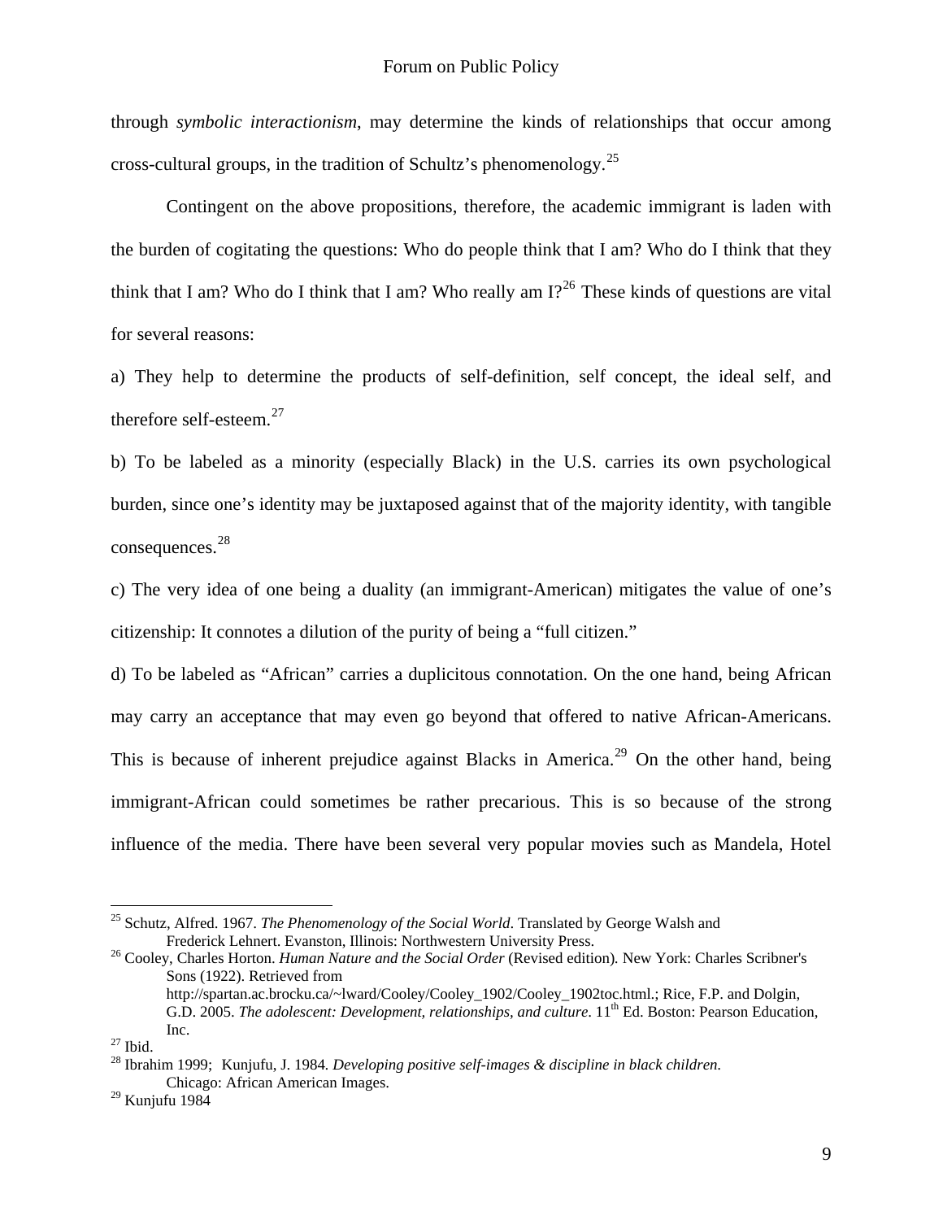through *symbolic interactionism*, may determine the kinds of relationships that occur among cross-cultural groups, in the tradition of Schultz's phenomenology.[25]

Contingent on the above propositions, therefore, the academic immigrant is laden with the burden of cogitating the questions: Who do people think that I am? Who do I think that they think that I am? Who do I think that I am? Who really am I?[26] These kinds of questions are vital for several reasons:

a) They help to determine the products of self-definition, self concept, the ideal self, and therefore self-esteem.[27]

b) To be labeled as a minority (especially Black) in the U.S. carries its own psychological burden, since one's identity may be juxtaposed against that of the majority identity, with tangible consequences.[28]

c) The very idea of one being a duality (an immigrant-American) mitigates the value of one's citizenship: It connotes a dilution of the purity of being a "full citizen."

d) To be labeled as "African" carries a duplicitous connotation. On the one hand, being African may carry an acceptance that may even go beyond that offered to native African-Americans. This is because of inherent prejudice against Blacks in America.[29] On the other hand, being immigrant-African could sometimes be rather precarious. This is so because of the strong influence of the media. There have been several very popular movies such as Mandela, Hotel

---

[25] Schutz, Alfred. 1967. *The Phenomenology of the Social World*. Translated by George Walsh and Frederick Lehnert. Evanston, Illinois: Northwestern University Press.

[26] Cooley, Charles Horton. *Human Nature and the Social Order* (Revised edition). New York: Charles Scribner's Sons (1922). Retrieved from http://spartan.ac.brocku.ca/~lward/Cooley/Cooley_1902/Cooley_1902toc.html.; Rice, F.P. and Dolgin, G.D. 2005. *The adolescent: Development, relationships, and culture*. 11th Ed. Boston: Pearson Education, Inc.

[27] Ibid.

[28] Ibrahim 1999; Kunjufu, J. 1984. *Developing positive self-images & discipline in black children*. Chicago: African American Images.

[29] Kunjufu 1984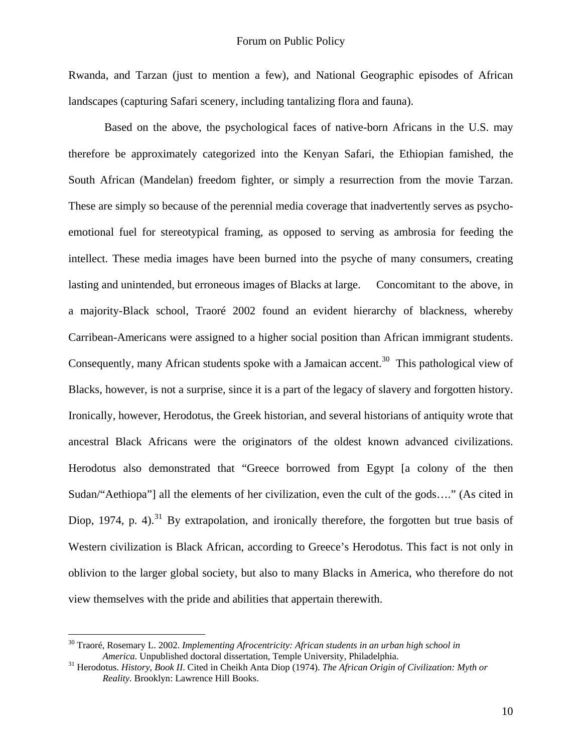Rwanda, and Tarzan (just to mention a few), and National Geographic episodes of African landscapes (capturing Safari scenery, including tantalizing flora and fauna).

Based on the above, the psychological faces of native-born Africans in the U.S. may therefore be approximately categorized into the Kenyan Safari, the Ethiopian famished, the South African (Mandelan) freedom fighter, or simply a resurrection from the movie Tarzan. These are simply so because of the perennial media coverage that inadvertently serves as psycho-emotional fuel for stereotypical framing, as opposed to serving as ambrosia for feeding the intellect. These media images have been burned into the psyche of many consumers, creating lasting and unintended, but erroneous images of Blacks at large. Concomitant to the above, in a majority-Black school, Traoré 2002 found an evident hierarchy of blackness, whereby Carribean-Americans were assigned to a higher social position than African immigrant students. Consequently, many African students spoke with a Jamaican accent.[30] This pathological view of Blacks, however, is not a surprise, since it is a part of the legacy of slavery and forgotten history. Ironically, however, Herodotus, the Greek historian, and several historians of antiquity wrote that ancestral Black Africans were the originators of the oldest known advanced civilizations. Herodotus also demonstrated that "Greece borrowed from Egypt [a colony of the then Sudan/"Aethiopa"] all the elements of her civilization, even the cult of the gods…." (As cited in Diop, 1974, p. 4).[31] By extrapolation, and ironically therefore, the forgotten but true basis of Western civilization is Black African, according to Greece's Herodotus. This fact is not only in oblivion to the larger global society, but also to many Blacks in America, who therefore do not view themselves with the pride and abilities that appertain therewith.

---

[30] Traoré, Rosemary L. 2002. *Implementing Afrocentricity: African students in an urban high school in America.* Unpublished doctoral dissertation, Temple University, Philadelphia.

[31] Herodotus. *History, Book II*. Cited in Cheikh Anta Diop (1974). *The African Origin of Civilization: Myth or Reality.* Brooklyn: Lawrence Hill Books.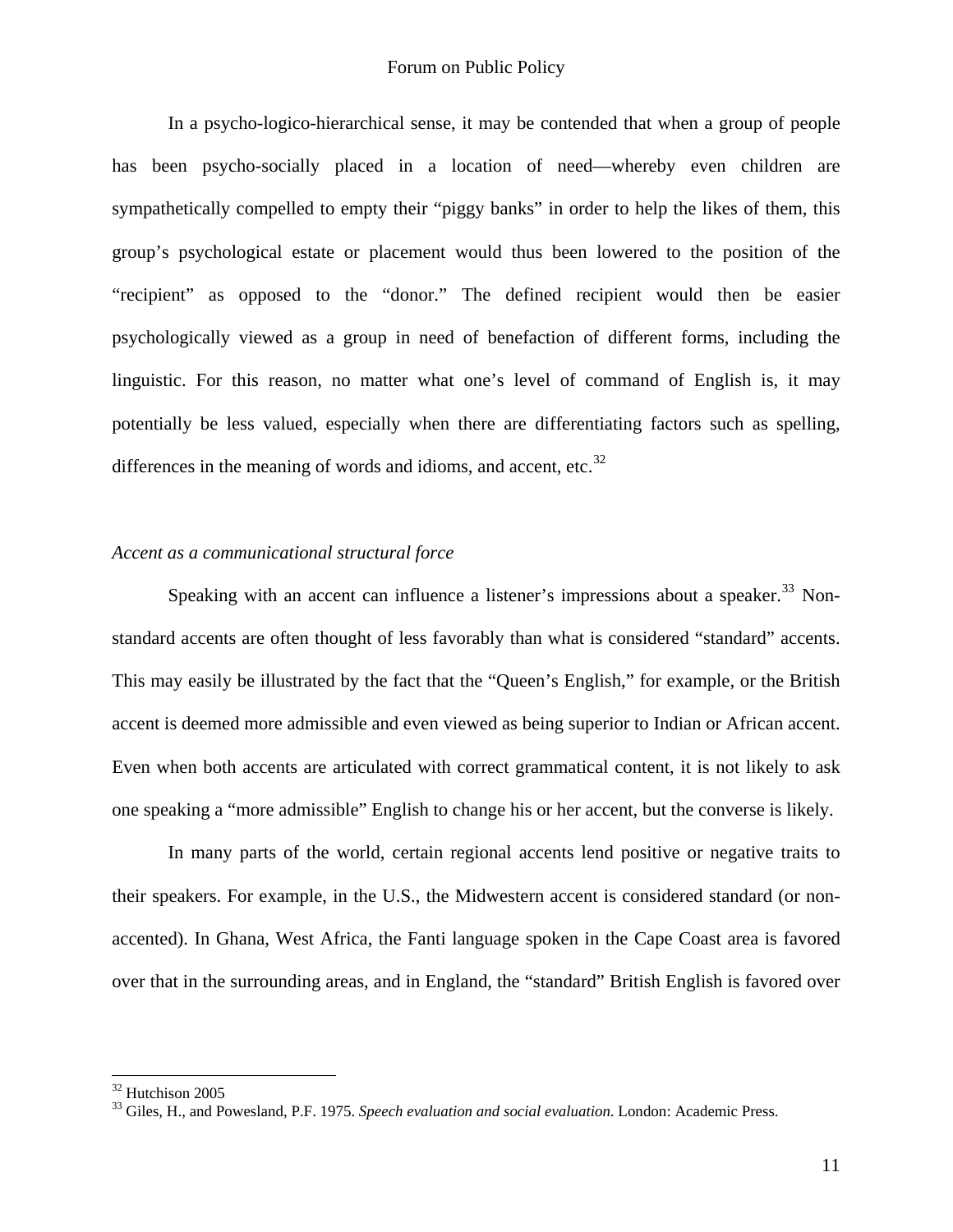In a psycho-logico-hierarchical sense, it may be contended that when a group of people has been psycho-socially placed in a location of need—whereby even children are sympathetically compelled to empty their "piggy banks" in order to help the likes of them, this group's psychological estate or placement would thus been lowered to the position of the "recipient" as opposed to the "donor." The defined recipient would then be easier psychologically viewed as a group in need of benefaction of different forms, including the linguistic. For this reason, no matter what one's level of command of English is, it may potentially be less valued, especially when there are differentiating factors such as spelling, differences in the meaning of words and idioms, and accent, etc.[32]

*Accent as a communicational structural force*

Speaking with an accent can influence a listener's impressions about a speaker.[33] Non-standard accents are often thought of less favorably than what is considered "standard" accents. This may easily be illustrated by the fact that the "Queen's English," for example, or the British accent is deemed more admissible and even viewed as being superior to Indian or African accent. Even when both accents are articulated with correct grammatical content, it is not likely to ask one speaking a "more admissible" English to change his or her accent, but the converse is likely.

In many parts of the world, certain regional accents lend positive or negative traits to their speakers. For example, in the U.S., the Midwestern accent is considered standard (or non-accented). In Ghana, West Africa, the Fanti language spoken in the Cape Coast area is favored over that in the surrounding areas, and in England, the "standard" British English is favored over

[32] Hutchison 2005

[33] Giles, H., and Powesland, P.F. 1975. *Speech evaluation and social evaluation*. London: Academic Press.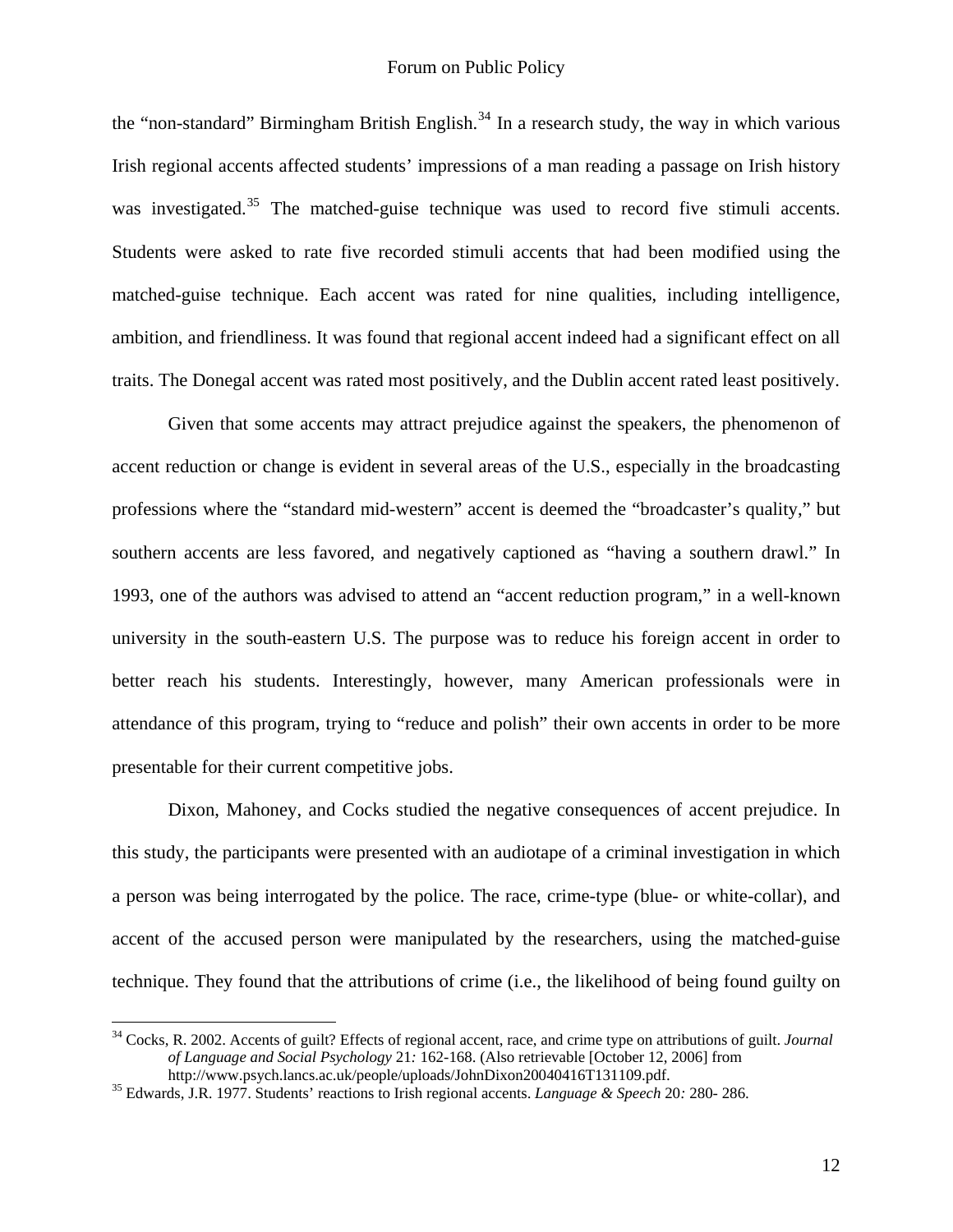the "non-standard" Birmingham British English.[34] In a research study, the way in which various Irish regional accents affected students' impressions of a man reading a passage on Irish history was investigated.[35] The matched-guise technique was used to record five stimuli accents. Students were asked to rate five recorded stimuli accents that had been modified using the matched-guise technique. Each accent was rated for nine qualities, including intelligence, ambition, and friendliness. It was found that regional accent indeed had a significant effect on all traits. The Donegal accent was rated most positively, and the Dublin accent rated least positively.

Given that some accents may attract prejudice against the speakers, the phenomenon of accent reduction or change is evident in several areas of the U.S., especially in the broadcasting professions where the "standard mid-western" accent is deemed the "broadcaster's quality," but southern accents are less favored, and negatively captioned as "having a southern drawl." In 1993, one of the authors was advised to attend an "accent reduction program," in a well-known university in the south-eastern U.S. The purpose was to reduce his foreign accent in order to better reach his students. Interestingly, however, many American professionals were in attendance of this program, trying to "reduce and polish" their own accents in order to be more presentable for their current competitive jobs.

Dixon, Mahoney, and Cocks studied the negative consequences of accent prejudice. In this study, the participants were presented with an audiotape of a criminal investigation in which a person was being interrogated by the police. The race, crime-type (blue- or white-collar), and accent of the accused person were manipulated by the researchers, using the matched-guise technique. They found that the attributions of crime (i.e., the likelihood of being found guilty on

---

[34] Cocks, R. 2002. Accents of guilt? Effects of regional accent, race, and crime type on attributions of guilt. *Journal of Language and Social Psychology* 21*:* 162-168. (Also retrievable [October 12, 2006] from http://www.psych.lancs.ac.uk/people/uploads/JohnDixon20040416T131109.pdf.

[35] Edwards, J.R. 1977. Students' reactions to Irish regional accents. *Language & Speech* 20*:* 280- 286.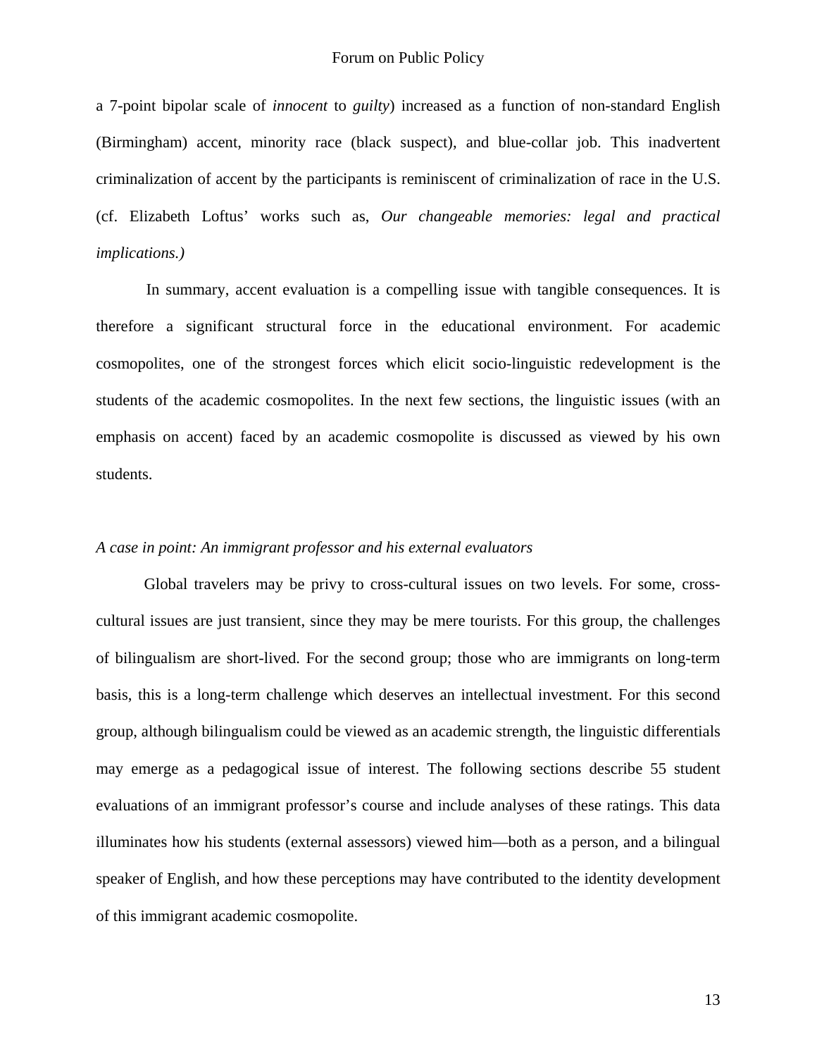a 7-point bipolar scale of *innocent* to *guilty*) increased as a function of non-standard English (Birmingham) accent, minority race (black suspect), and blue-collar job. This inadvertent criminalization of accent by the participants is reminiscent of criminalization of race in the U.S. (cf. Elizabeth Loftus' works such as, *Our changeable memories: legal and practical implications.)*

In summary, accent evaluation is a compelling issue with tangible consequences. It is therefore a significant structural force in the educational environment. For academic cosmopolites, one of the strongest forces which elicit socio-linguistic redevelopment is the students of the academic cosmopolites. In the next few sections, the linguistic issues (with an emphasis on accent) faced by an academic cosmopolite is discussed as viewed by his own students.

*A case in point: An immigrant professor and his external evaluators*

Global travelers may be privy to cross-cultural issues on two levels. For some, cross-cultural issues are just transient, since they may be mere tourists. For this group, the challenges of bilingualism are short-lived. For the second group; those who are immigrants on long-term basis, this is a long-term challenge which deserves an intellectual investment. For this second group, although bilingualism could be viewed as an academic strength, the linguistic differentials may emerge as a pedagogical issue of interest. The following sections describe 55 student evaluations of an immigrant professor's course and include analyses of these ratings. This data illuminates how his students (external assessors) viewed him—both as a person, and a bilingual speaker of English, and how these perceptions may have contributed to the identity development of this immigrant academic cosmopolite.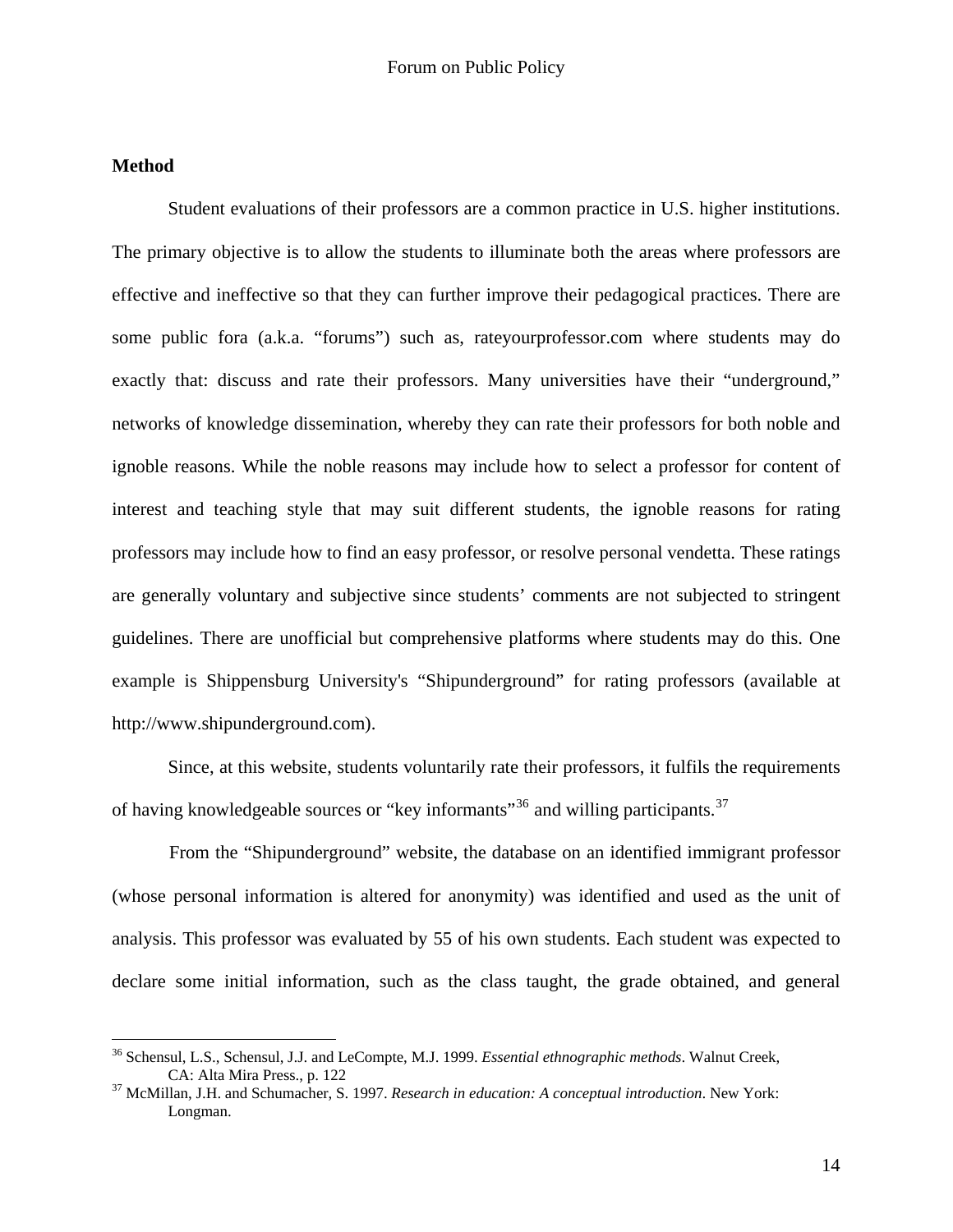**Method**

Student evaluations of their professors are a common practice in U.S. higher institutions. The primary objective is to allow the students to illuminate both the areas where professors are effective and ineffective so that they can further improve their pedagogical practices. There are some public fora (a.k.a. "forums") such as, rateyourprofessor.com where students may do exactly that: discuss and rate their professors. Many universities have their "underground," networks of knowledge dissemination, whereby they can rate their professors for both noble and ignoble reasons. While the noble reasons may include how to select a professor for content of interest and teaching style that may suit different students, the ignoble reasons for rating professors may include how to find an easy professor, or resolve personal vendetta. These ratings are generally voluntary and subjective since students' comments are not subjected to stringent guidelines. There are unofficial but comprehensive platforms where students may do this. One example is Shippensburg University's "Shipunderground" for rating professors (available at http://www.shipunderground.com).

Since, at this website, students voluntarily rate their professors, it fulfils the requirements of having knowledgeable sources or "key informants"[36] and willing participants.[37]

From the "Shipunderground" website, the database on an identified immigrant professor (whose personal information is altered for anonymity) was identified and used as the unit of analysis. This professor was evaluated by 55 of his own students. Each student was expected to declare some initial information, such as the class taught, the grade obtained, and general

---

[36] Schensul, L.S., Schensul, J.J. and LeCompte, M.J. 1999. *Essential ethnographic methods*. Walnut Creek, CA: Alta Mira Press., p. 122

[37] McMillan, J.H. and Schumacher, S. 1997. *Research in education: A conceptual introduction*. New York: Longman.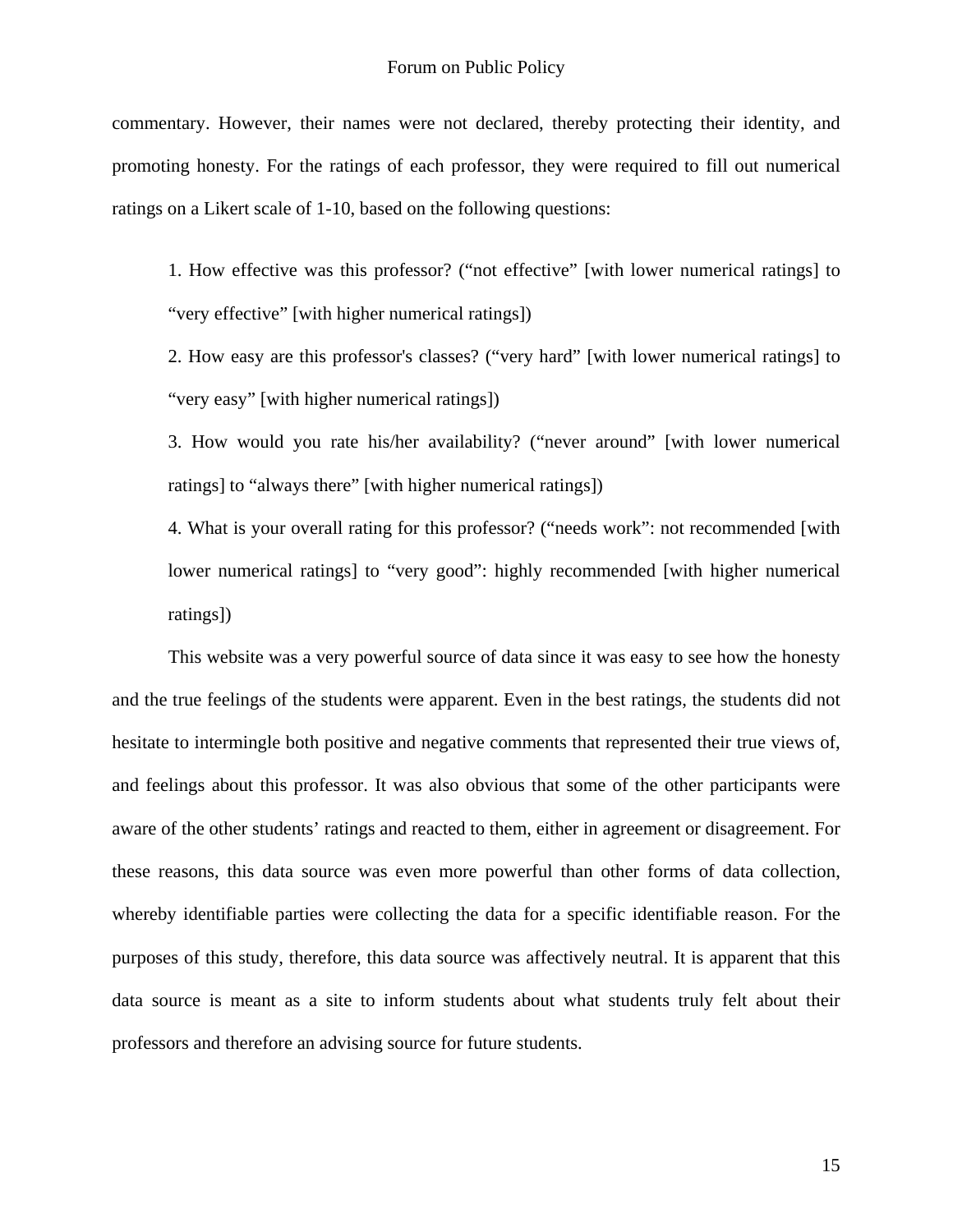commentary. However, their names were not declared, thereby protecting their identity, and promoting honesty. For the ratings of each professor, they were required to fill out numerical ratings on a Likert scale of 1-10, based on the following questions:

1. How effective was this professor? ("not effective" [with lower numerical ratings] to "very effective" [with higher numerical ratings])
2. How easy are this professor's classes? ("very hard" [with lower numerical ratings] to "very easy" [with higher numerical ratings])
3. How would you rate his/her availability? ("never around" [with lower numerical ratings] to "always there" [with higher numerical ratings])
4. What is your overall rating for this professor? ("needs work": not recommended [with lower numerical ratings] to "very good": highly recommended [with higher numerical ratings])

This website was a very powerful source of data since it was easy to see how the honesty and the true feelings of the students were apparent. Even in the best ratings, the students did not hesitate to intermingle both positive and negative comments that represented their true views of, and feelings about this professor. It was also obvious that some of the other participants were aware of the other students' ratings and reacted to them, either in agreement or disagreement. For these reasons, this data source was even more powerful than other forms of data collection, whereby identifiable parties were collecting the data for a specific identifiable reason. For the purposes of this study, therefore, this data source was affectively neutral. It is apparent that this data source is meant as a site to inform students about what students truly felt about their professors and therefore an advising source for future students.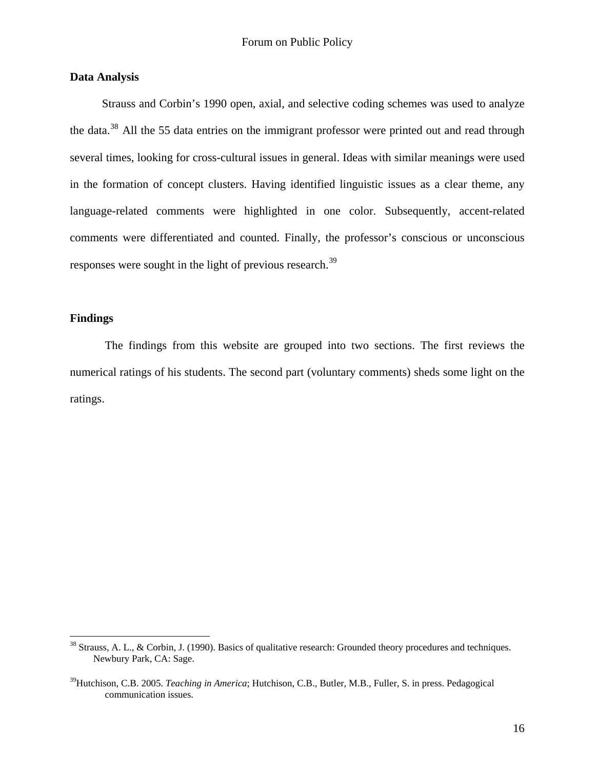**Data Analysis**

Strauss and Corbin's 1990 open, axial, and selective coding schemes was used to analyze the data.[38] All the 55 data entries on the immigrant professor were printed out and read through several times, looking for cross-cultural issues in general. Ideas with similar meanings were used in the formation of concept clusters. Having identified linguistic issues as a clear theme, any language-related comments were highlighted in one color. Subsequently, accent-related comments were differentiated and counted. Finally, the professor's conscious or unconscious responses were sought in the light of previous research.[39]

**Findings**

The findings from this website are grouped into two sections. The first reviews the numerical ratings of his students. The second part (voluntary comments) sheds some light on the ratings.

---

[38] Strauss, A. L., & Corbin, J. (1990). Basics of qualitative research: Grounded theory procedures and techniques. Newbury Park, CA: Sage.

[39] Hutchison, C.B. 2005. *Teaching in America*; Hutchison, C.B., Butler, M.B., Fuller, S. in press. Pedagogical communication issues.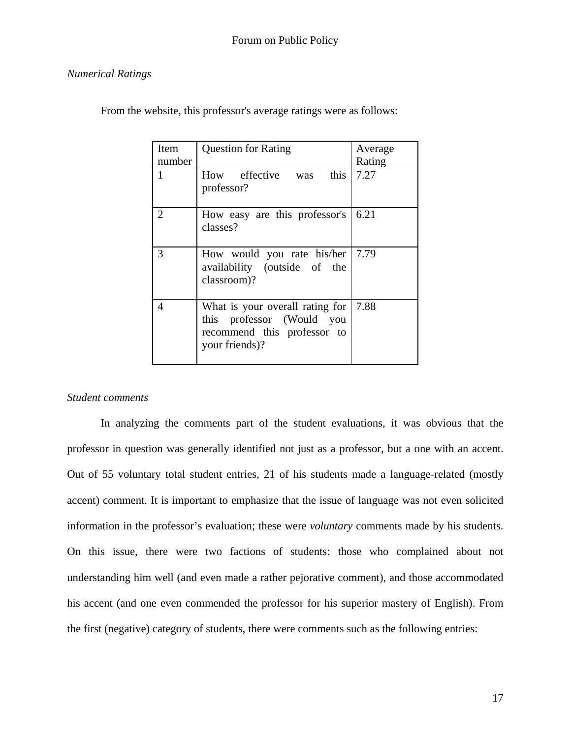*Numerical Ratings*

From the website, this professor's average ratings were as follows:

| Item number | Question for Rating | Average Rating |
|---|---|---|
| 1 | How effective was this professor? | 7.27 |
| 2 | How easy are this professor's classes? | 6.21 |
| 3 | How would you rate his/her availability (outside of the classroom)? | 7.79 |
| 4 | What is your overall rating for this professor (Would you recommend this professor to your friends)? | 7.88 |

*Student comments*

In analyzing the comments part of the student evaluations, it was obvious that the professor in question was generally identified not just as a professor, but a one with an accent. Out of 55 voluntary total student entries, 21 of his students made a language-related (mostly accent) comment. It is important to emphasize that the issue of language was not even solicited information in the professor’s evaluation; these were *voluntary* comments made by his students. On this issue, there were two factions of students: those who complained about not understanding him well (and even made a rather pejorative comment), and those accommodated his accent (and one even commended the professor for his superior mastery of English). From the first (negative) category of students, there were comments such as the following entries: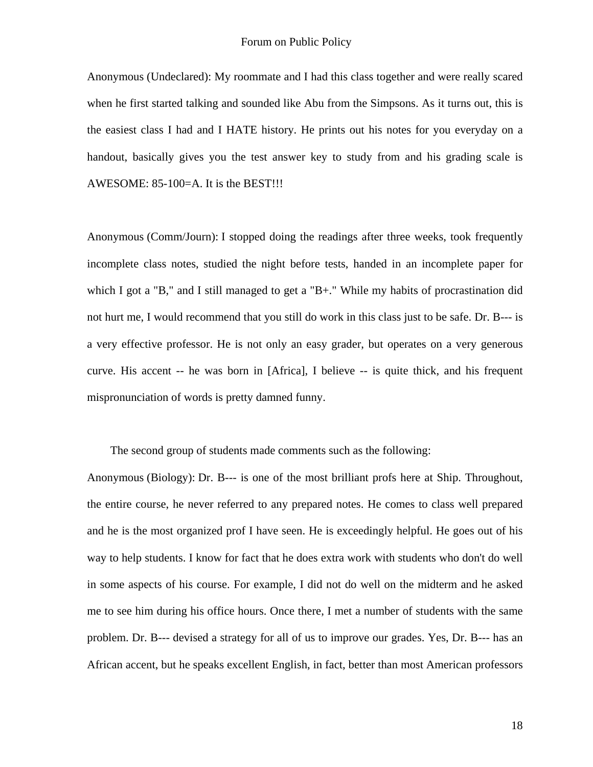Anonymous (Undeclared): My roommate and I had this class together and were really scared when he first started talking and sounded like Abu from the Simpsons. As it turns out, this is the easiest class I had and I HATE history. He prints out his notes for you everyday on a handout, basically gives you the test answer key to study from and his grading scale is AWESOME: 85-100=A. It is the BEST!!!

Anonymous (Comm/Journ): I stopped doing the readings after three weeks, took frequently incomplete class notes, studied the night before tests, handed in an incomplete paper for which I got a "B," and I still managed to get a "B+." While my habits of procrastination did not hurt me, I would recommend that you still do work in this class just to be safe. Dr. B--- is a very effective professor. He is not only an easy grader, but operates on a very generous curve. His accent -- he was born in [Africa], I believe -- is quite thick, and his frequent mispronunciation of words is pretty damned funny.

The second group of students made comments such as the following:

Anonymous (Biology): Dr. B--- is one of the most brilliant profs here at Ship. Throughout, the entire course, he never referred to any prepared notes. He comes to class well prepared and he is the most organized prof I have seen. He is exceedingly helpful. He goes out of his way to help students. I know for fact that he does extra work with students who don't do well in some aspects of his course. For example, I did not do well on the midterm and he asked me to see him during his office hours. Once there, I met a number of students with the same problem. Dr. B--- devised a strategy for all of us to improve our grades. Yes, Dr. B--- has an African accent, but he speaks excellent English, in fact, better than most American professors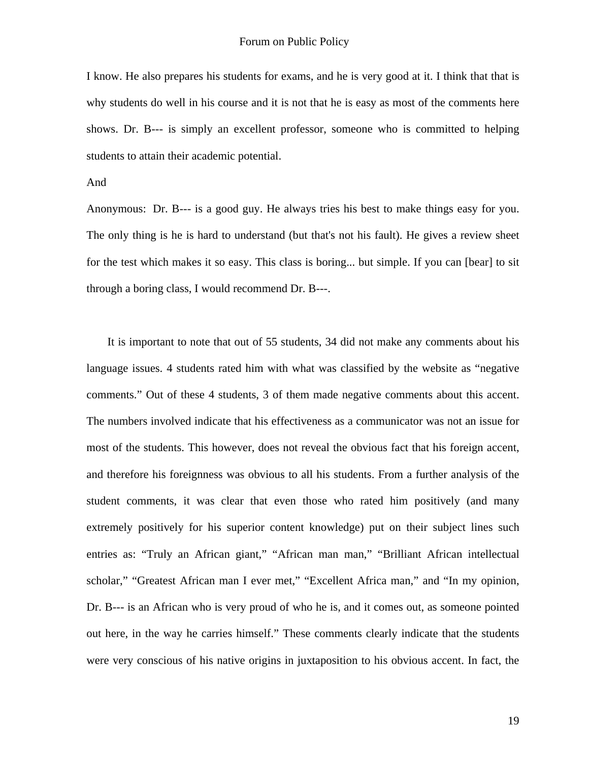I know. He also prepares his students for exams, and he is very good at it. I think that that is why students do well in his course and it is not that he is easy as most of the comments here shows. Dr. B--- is simply an excellent professor, someone who is committed to helping students to attain their academic potential.

And

Anonymous: Dr. B--- is a good guy. He always tries his best to make things easy for you. The only thing is he is hard to understand (but that's not his fault). He gives a review sheet for the test which makes it so easy. This class is boring... but simple. If you can [bear] to sit through a boring class, I would recommend Dr. B---.

It is important to note that out of 55 students, 34 did not make any comments about his language issues. 4 students rated him with what was classified by the website as "negative comments." Out of these 4 students, 3 of them made negative comments about this accent. The numbers involved indicate that his effectiveness as a communicator was not an issue for most of the students. This however, does not reveal the obvious fact that his foreign accent, and therefore his foreignness was obvious to all his students. From a further analysis of the student comments, it was clear that even those who rated him positively (and many extremely positively for his superior content knowledge) put on their subject lines such entries as: "Truly an African giant," "African man man," "Brilliant African intellectual scholar," "Greatest African man I ever met," "Excellent Africa man," and "In my opinion, Dr. B--- is an African who is very proud of who he is, and it comes out, as someone pointed out here, in the way he carries himself." These comments clearly indicate that the students were very conscious of his native origins in juxtaposition to his obvious accent. In fact, the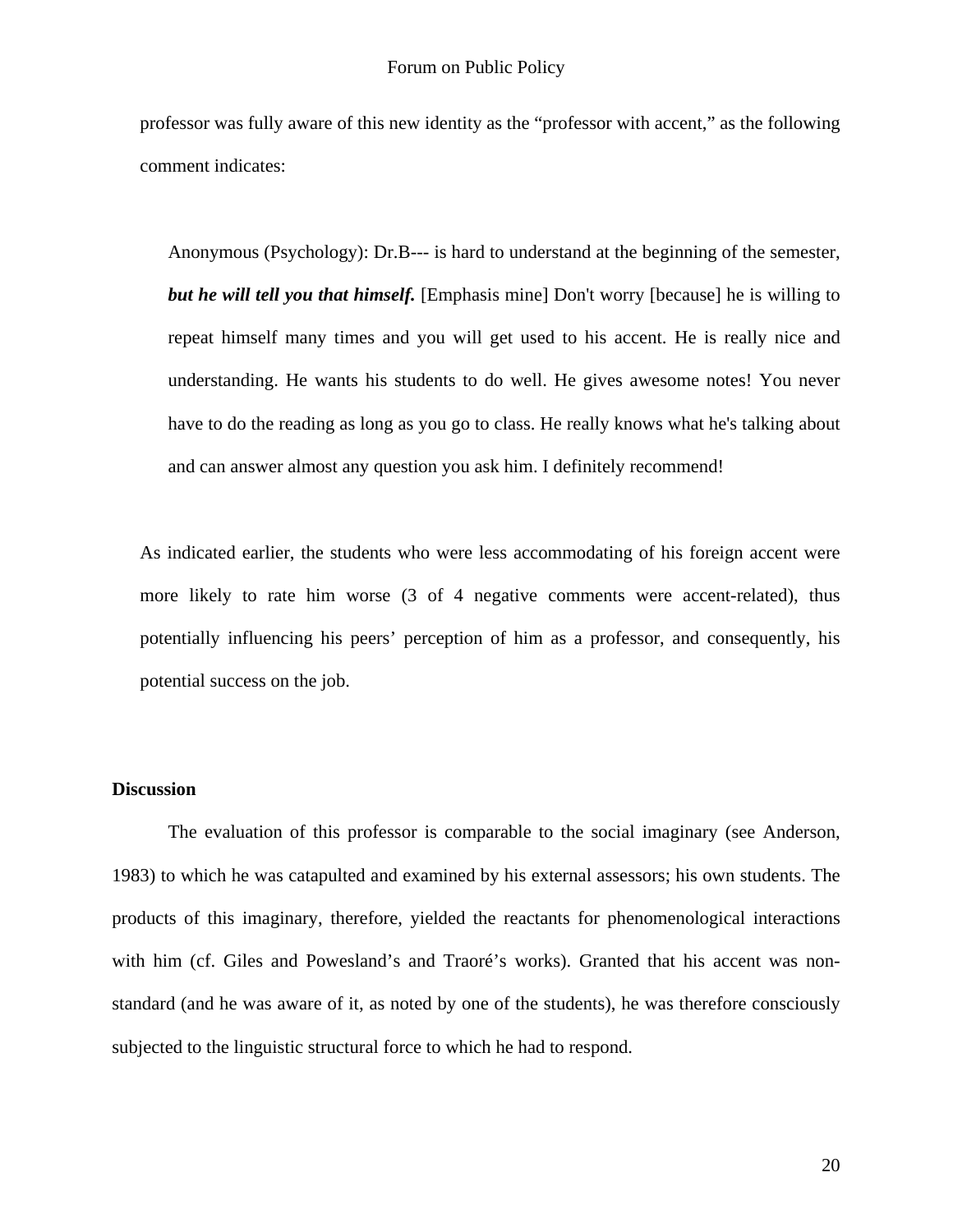professor was fully aware of this new identity as the "professor with accent," as the following comment indicates:

> Anonymous (Psychology): Dr.B--- is hard to understand at the beginning of the semester, ***but he will tell you that himself.*** [Emphasis mine] Don't worry [because] he is willing to repeat himself many times and you will get used to his accent. He is really nice and understanding. He wants his students to do well. He gives awesome notes! You never have to do the reading as long as you go to class. He really knows what he's talking about and can answer almost any question you ask him. I definitely recommend!

As indicated earlier, the students who were less accommodating of his foreign accent were more likely to rate him worse (3 of 4 negative comments were accent-related), thus potentially influencing his peers' perception of him as a professor, and consequently, his potential success on the job.

## Discussion

The evaluation of this professor is comparable to the social imaginary (see Anderson, 1983) to which he was catapulted and examined by his external assessors; his own students. The products of this imaginary, therefore, yielded the reactants for phenomenological interactions with him (cf. Giles and Powesland's and Traoré's works). Granted that his accent was non-standard (and he was aware of it, as noted by one of the students), he was therefore consciously subjected to the linguistic structural force to which he had to respond.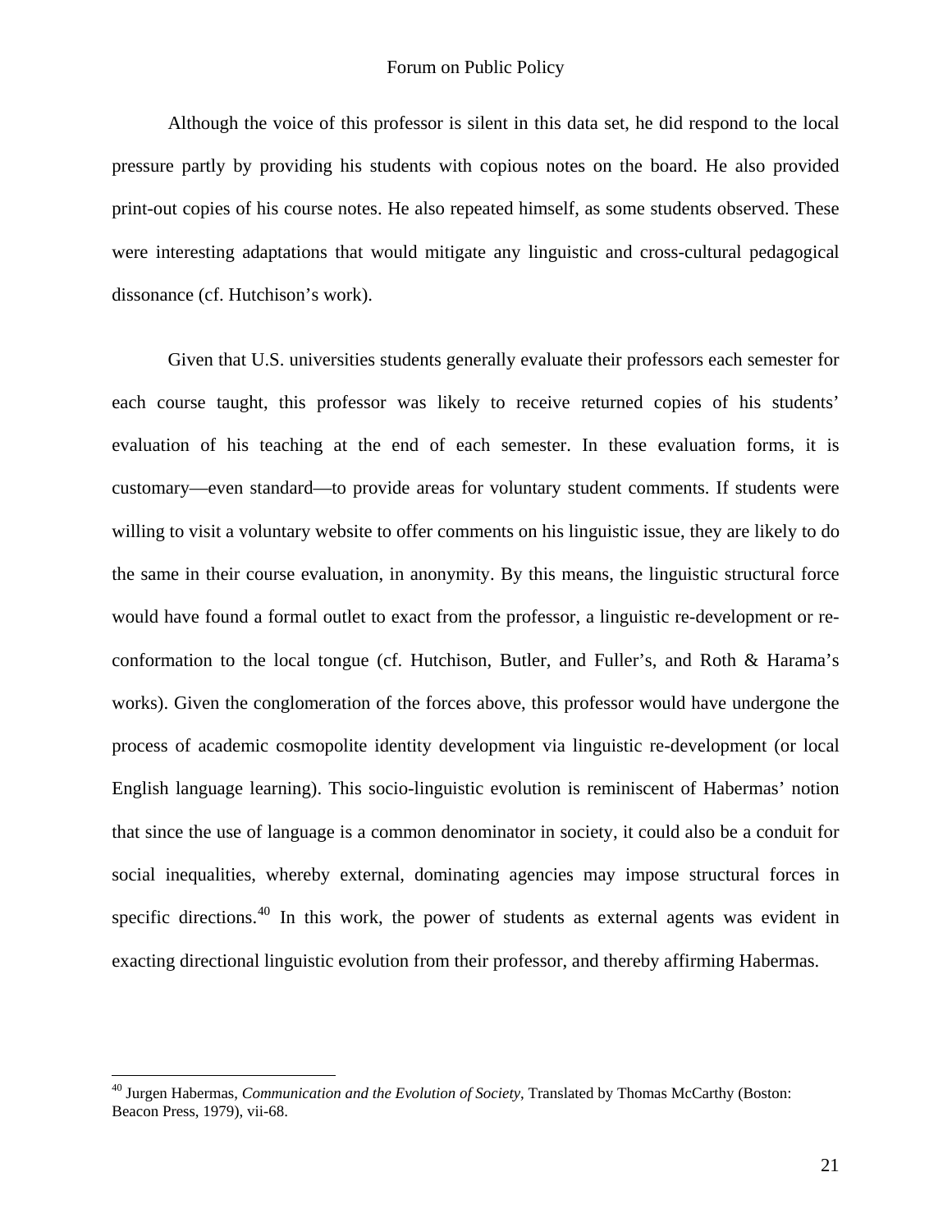Although the voice of this professor is silent in this data set, he did respond to the local pressure partly by providing his students with copious notes on the board. He also provided print-out copies of his course notes. He also repeated himself, as some students observed. These were interesting adaptations that would mitigate any linguistic and cross-cultural pedagogical dissonance (cf. Hutchison's work).

Given that U.S. universities students generally evaluate their professors each semester for each course taught, this professor was likely to receive returned copies of his students' evaluation of his teaching at the end of each semester. In these evaluation forms, it is customary—even standard—to provide areas for voluntary student comments. If students were willing to visit a voluntary website to offer comments on his linguistic issue, they are likely to do the same in their course evaluation, in anonymity. By this means, the linguistic structural force would have found a formal outlet to exact from the professor, a linguistic re-development or re-conformation to the local tongue (cf. Hutchison, Butler, and Fuller's, and Roth & Harama's works). Given the conglomeration of the forces above, this professor would have undergone the process of academic cosmopolite identity development via linguistic re-development (or local English language learning). This socio-linguistic evolution is reminiscent of Habermas' notion that since the use of language is a common denominator in society, it could also be a conduit for social inequalities, whereby external, dominating agencies may impose structural forces in specific directions.[40] In this work, the power of students as external agents was evident in exacting directional linguistic evolution from their professor, and thereby affirming Habermas.

---

[40] Jurgen Habermas, *Communication and the Evolution of Society*, Translated by Thomas McCarthy (Boston: Beacon Press, 1979), vii-68.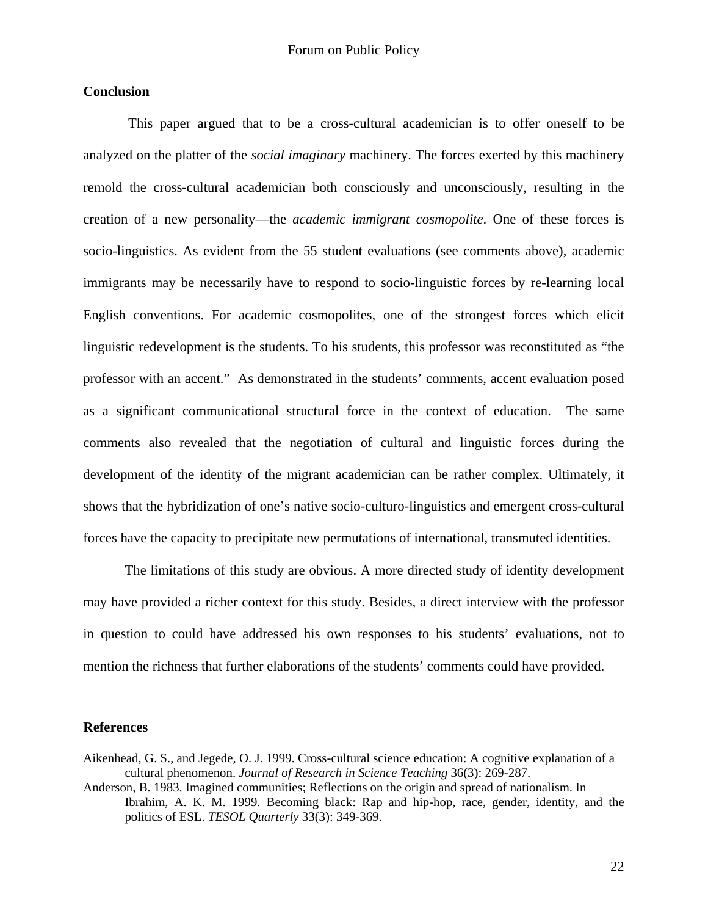## Conclusion

This paper argued that to be a cross-cultural academician is to offer oneself to be analyzed on the platter of the *social imaginary* machinery. The forces exerted by this machinery remold the cross-cultural academician both consciously and unconsciously, resulting in the creation of a new personality—the *academic immigrant cosmopolite*. One of these forces is socio-linguistics. As evident from the 55 student evaluations (see comments above), academic immigrants may be necessarily have to respond to socio-linguistic forces by re-learning local English conventions. For academic cosmopolites, one of the strongest forces which elicit linguistic redevelopment is the students. To his students, this professor was reconstituted as "the professor with an accent." As demonstrated in the students' comments, accent evaluation posed as a significant communicational structural force in the context of education. The same comments also revealed that the negotiation of cultural and linguistic forces during the development of the identity of the migrant academician can be rather complex. Ultimately, it shows that the hybridization of one's native socio-culturo-linguistics and emergent cross-cultural forces have the capacity to precipitate new permutations of international, transmuted identities.

The limitations of this study are obvious. A more directed study of identity development may have provided a richer context for this study. Besides, a direct interview with the professor in question to could have addressed his own responses to his students' evaluations, not to mention the richness that further elaborations of the students' comments could have provided.

## References

Aikenhead, G. S., and Jegede, O. J. 1999. Cross-cultural science education: A cognitive explanation of a cultural phenomenon. *Journal of Research in Science Teaching* 36(3): 269-287.

Anderson, B. 1983. Imagined communities; Reflections on the origin and spread of nationalism. In Ibrahim, A. K. M. 1999. Becoming black: Rap and hip-hop, race, gender, identity, and the politics of ESL. *TESOL Quarterly* 33(3): 349-369.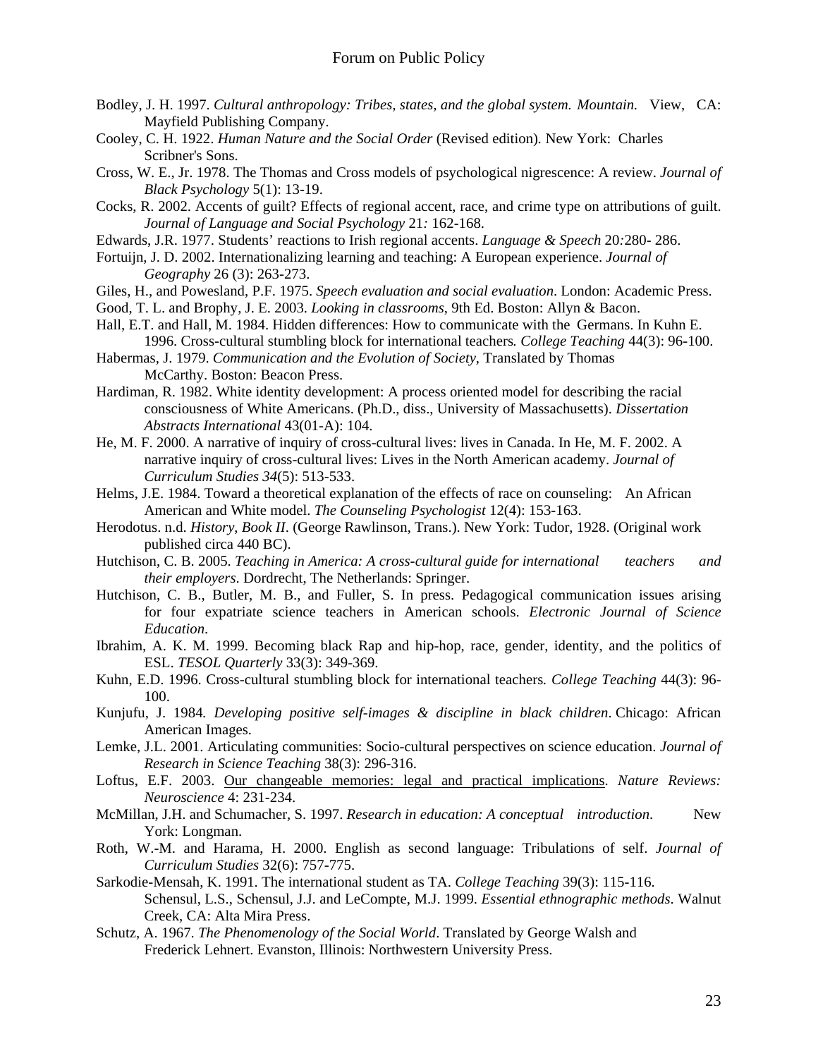Bodley, J. H. 1997. *Cultural anthropology: Tribes, states, and the global system. Mountain.* View, CA: Mayfield Publishing Company.

Cooley, C. H. 1922. *Human Nature and the Social Order* (Revised edition). New York: Charles Scribner's Sons.

Cross, W. E., Jr. 1978. The Thomas and Cross models of psychological nigrescence: A review. *Journal of Black Psychology* 5(1): 13-19.

Cocks, R. 2002. Accents of guilt? Effects of regional accent, race, and crime type on attributions of guilt. *Journal of Language and Social Psychology* 21*:* 162-168.

Edwards, J.R. 1977. Students' reactions to Irish regional accents. *Language & Speech* 20*:*280- 286.

Fortuijn, J. D. 2002. Internationalizing learning and teaching: A European experience. *Journal of Geography* 26 (3): 263-273.

Giles, H., and Powesland, P.F. 1975. *Speech evaluation and social evaluation*. London: Academic Press.

Good, T. L. and Brophy, J. E. 2003. *Looking in classrooms*, 9th Ed. Boston: Allyn & Bacon.

Hall, E.T. and Hall, M. 1984. Hidden differences: How to communicate with the Germans. In Kuhn E. 1996. Cross-cultural stumbling block for international teachers*. College Teaching* 44(3): 96-100.

Habermas, J. 1979. *Communication and the Evolution of Society*, Translated by Thomas McCarthy. Boston: Beacon Press.

Hardiman, R. 1982. White identity development: A process oriented model for describing the racial consciousness of White Americans. (Ph.D., diss., University of Massachusetts). *Dissertation Abstracts International* 43(01-A): 104.

He, M. F. 2000. A narrative of inquiry of cross-cultural lives: lives in Canada. In He, M. F. 2002. A narrative inquiry of cross-cultural lives: Lives in the North American academy. *Journal of Curriculum Studies 34*(5): 513-533.

Helms, J.E. 1984. Toward a theoretical explanation of the effects of race on counseling: An African American and White model. *The Counseling Psychologist* 12(4): 153-163.

Herodotus. n.d. *History*, *Book II*. (George Rawlinson, Trans.). New York: Tudor, 1928. (Original work published circa 440 BC).

Hutchison, C. B. 2005. *Teaching in America: A cross-cultural guide for international teachers and their employers*. Dordrecht, The Netherlands: Springer.

Hutchison, C. B., Butler, M. B., and Fuller, S. In press. Pedagogical communication issues arising for four expatriate science teachers in American schools. *Electronic Journal of Science Education*.

Ibrahim, A. K. M. 1999. Becoming black Rap and hip-hop, race, gender, identity, and the politics of ESL. *TESOL Quarterly* 33(3): 349-369.

Kuhn, E.D. 1996. Cross-cultural stumbling block for international teachers*. College Teaching* 44(3): 96-100.

Kunjufu, J. 1984*. Developing positive self-images & discipline in black children*. Chicago: African American Images.

Lemke, J.L. 2001. Articulating communities: Socio-cultural perspectives on science education. *Journal of Research in Science Teaching* 38(3): 296-316.

Loftus, E.F. 2003. Our changeable memories: legal and practical implications. *Nature Reviews: Neuroscience* 4: 231-234.

McMillan, J.H. and Schumacher, S. 1997. *Research in education: A conceptual introduction*. New York: Longman.

Roth, W.-M. and Harama, H. 2000. English as second language: Tribulations of self. *Journal of Curriculum Studies* 32(6): 757-775.

Sarkodie-Mensah, K. 1991. The international student as TA. *College Teaching* 39(3): 115-116.

Schensul, L.S., Schensul, J.J. and LeCompte, M.J. 1999. *Essential ethnographic methods*. Walnut Creek, CA: Alta Mira Press.

Schutz, A. 1967. *The Phenomenology of the Social World*. Translated by George Walsh and Frederick Lehnert. Evanston, Illinois: Northwestern University Press.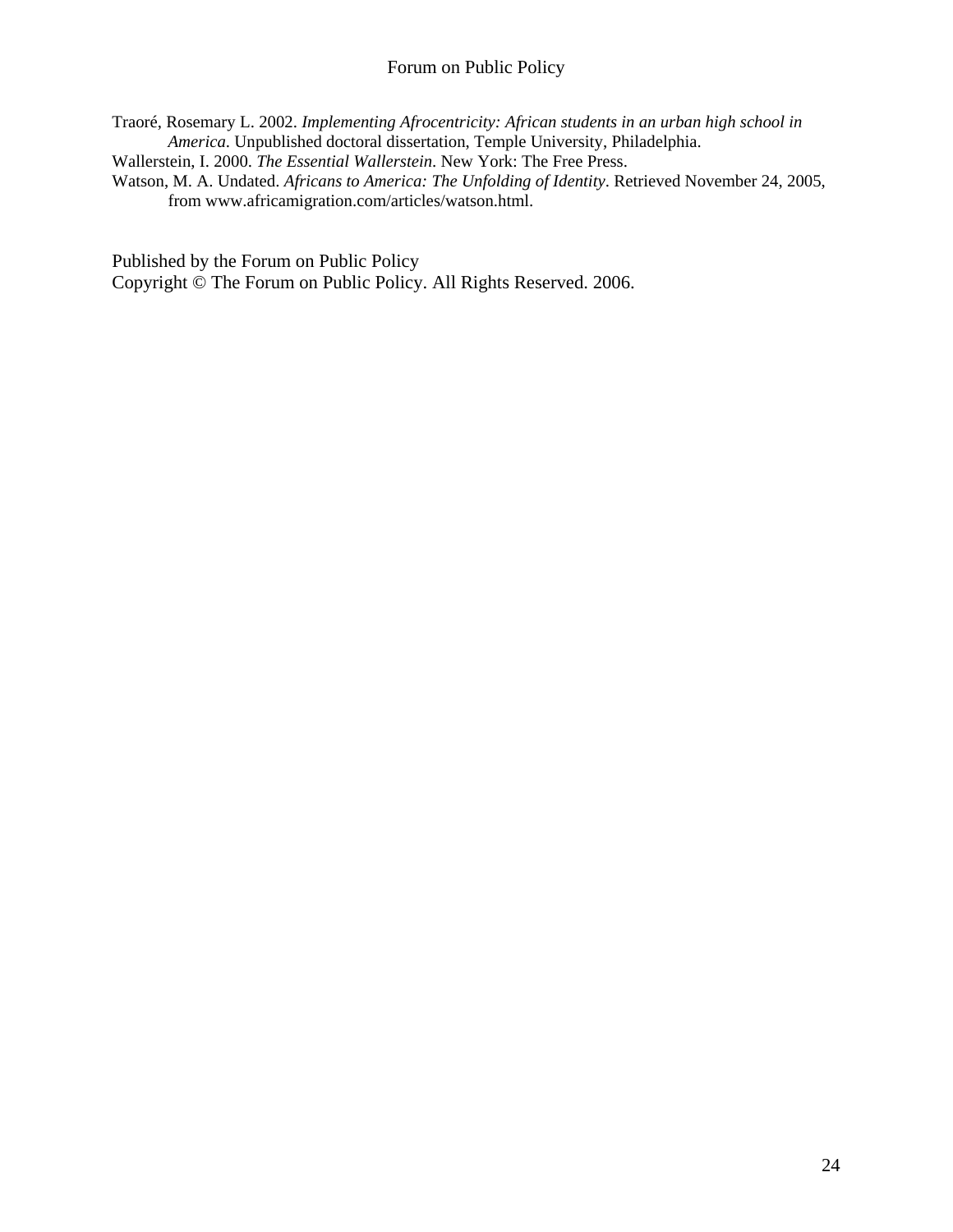Traoré, Rosemary L. 2002. *Implementing Afrocentricity: African students in an urban high school in America*. Unpublished doctoral dissertation, Temple University, Philadelphia.

Wallerstein, I. 2000. *The Essential Wallerstein*. New York: The Free Press.

Watson, M. A. Undated. *Africans to America: The Unfolding of Identity*. Retrieved November 24, 2005, from www.africamigration.com/articles/watson.html.

Published by the Forum on Public Policy
Copyright © The Forum on Public Policy. All Rights Reserved. 2006.